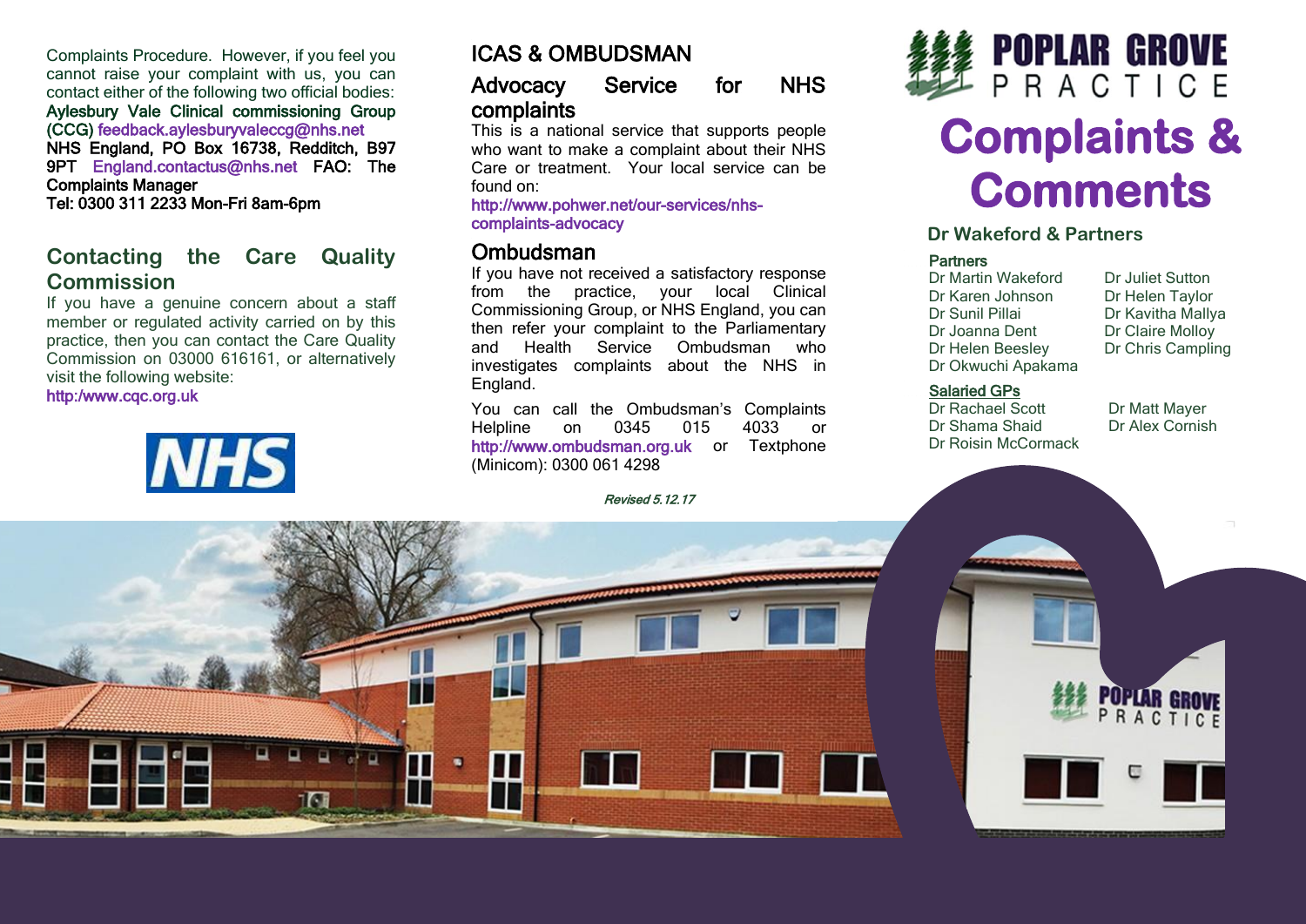Complaints Procedure. However, if you feel you cannot raise your complaint with us, you can contact either of the following two official bodies:

**Aylesbury Vale Clinical commissioning Group (CCG)** feedback.aylesburyvaleccg@nhs.net

**NHS England, PO Box 16738, Redditch, B97 9PT** England.contactus@nhs.net **FAO: The Complaints Manager**

**Tel: 0300 311 2233 Mon-Fri 8am-6pm**

## Contacting the Care Quality Commission

If you have a genuine concern about a staff member or regulated activity carried on by this practice, then you can contact the Care Quality Commission on 03000 616161, or alternatively visit the following website:

http:/www.cqc.org.uk

NHS

## ICAS & OMBUDSMAN

### Advocacy Service for NHS complaints

This is a national service that supports people who want to make a complaint about their NHS Care or treatment. Your local service can be found on:

http://www.pohwer.net/our-services/nhs-complaints-advocacy

### Ombudsman

If you have not received a satisfactory response from the practice, your local Clinical Commissioning Group, or NHS England, you can then refer your complaint to the Parliamentary and Health Service Ombudsman who investigates complaints about the NHS in England.

You can call the Ombudsman's Complaints Helpline on 0345 015 4033 or http://www.ombudsman.org.uk or Textphone (Minicom): 0300 061 4298

*Revised 5.12.17*

# POPLAR GROVE PRACTICE

# Complaints & Comments

## Dr Wakeford & Partners

**Partners**

Dr Martin Wakeford
Dr Karen Johnson
Dr Sunil Pillai
Dr Joanna Dent
Dr Helen Beesley
Dr Okwuchi Apakama
Dr Juliet Sutton
Dr Helen Taylor
Dr Kavitha Mallya
Dr Claire Molloy
Dr Chris Campling

**Salaried GPs**

Dr Rachael Scott
Dr Shama Shaid
Dr Roisin McCormack
Dr Matt Mayer
Dr Alex Cornish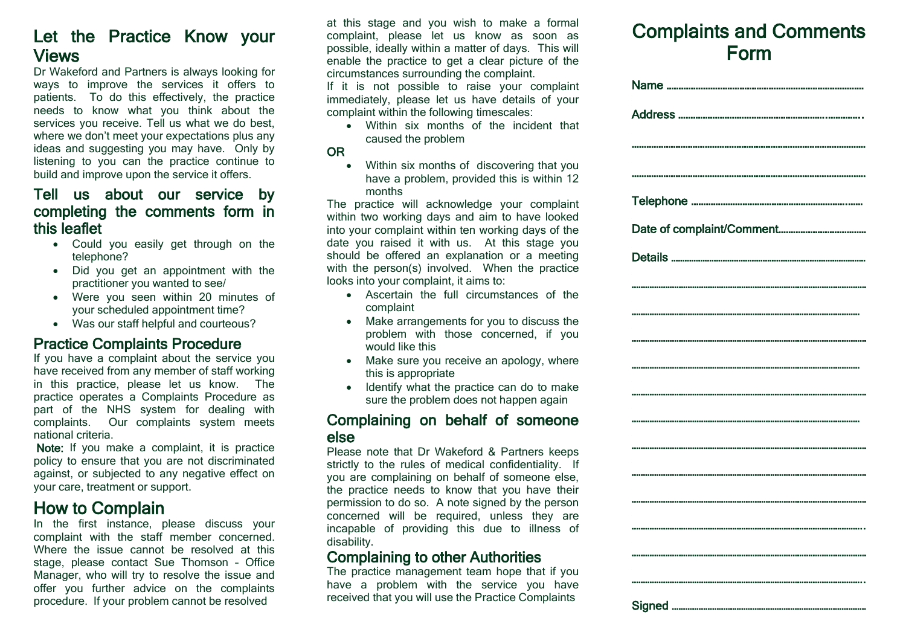## Let the Practice Know your Views

Dr Wakeford and Partners is always looking for ways to improve the services it offers to patients. To do this effectively, the practice needs to know what you think about the services you receive. Tell us what we do best, where we don't meet your expectations plus any ideas and suggesting you may have. Only by listening to you can the practice continue to build and improve upon the service it offers.

### Tell us about our service by completing the comments form in this leaflet

- Could you easily get through on the telephone?
- Did you get an appointment with the practitioner you wanted to see/
- Were you seen within 20 minutes of your scheduled appointment time?
- Was our staff helpful and courteous?

### Practice Complaints Procedure

If you have a complaint about the service you have received from any member of staff working in this practice, please let us know. The practice operates a Complaints Procedure as part of the NHS system for dealing with complaints. Our complaints system meets national criteria.

**Note:** If you make a complaint, it is practice policy to ensure that you are not discriminated against, or subjected to any negative effect on your care, treatment or support.

## How to Complain

In the first instance, please discuss your complaint with the staff member concerned. Where the issue cannot be resolved at this stage, please contact Sue Thomson – Office Manager, who will try to resolve the issue and offer you further advice on the complaints procedure. If your problem cannot be resolved at this stage and you wish to make a formal complaint, please let us know as soon as possible, ideally within a matter of days. This will enable the practice to get a clear picture of the circumstances surrounding the complaint.

If it is not possible to raise your complaint immediately, please let us have details of your complaint within the following timescales:

- Within six months of the incident that caused the problem

OR

- Within six months of discovering that you have a problem, provided this is within 12 months

The practice will acknowledge your complaint within two working days and aim to have looked into your complaint within ten working days of the date you raised it with us. At this stage you should be offered an explanation or a meeting with the person(s) involved. When the practice looks into your complaint, it aims to:

- Ascertain the full circumstances of the complaint
- Make arrangements for you to discuss the problem with those concerned, if you would like this
- Make sure you receive an apology, where this is appropriate
- Identify what the practice can do to make sure the problem does not happen again

### Complaining on behalf of someone else

Please note that Dr Wakeford & Partners keeps strictly to the rules of medical confidentiality. If you are complaining on behalf of someone else, the practice needs to know that you have their permission to do so. A note signed by the person concerned will be required, unless they are incapable of providing this due to illness of disability.

### Complaining to other Authorities

The practice management team hope that if you have a problem with the service you have received that you will use the Practice Complaints

# Complaints and Comments Form

Name ..........................................................................................

Address ......................................................................................

......................................................................................................

......................................................................................................

Telephone ...................................................................................

Date of complaint/Comment..........................................

Details ..........................................................................................

......................................................................................................

......................................................................................................

......................................................................................................

......................................................................................................

......................................................................................................

......................................................................................................

......................................................................................................

......................................................................................................

......................................................................................................

......................................................................................................

......................................................................................................

......................................................................................................

Signed ..........................................................................................